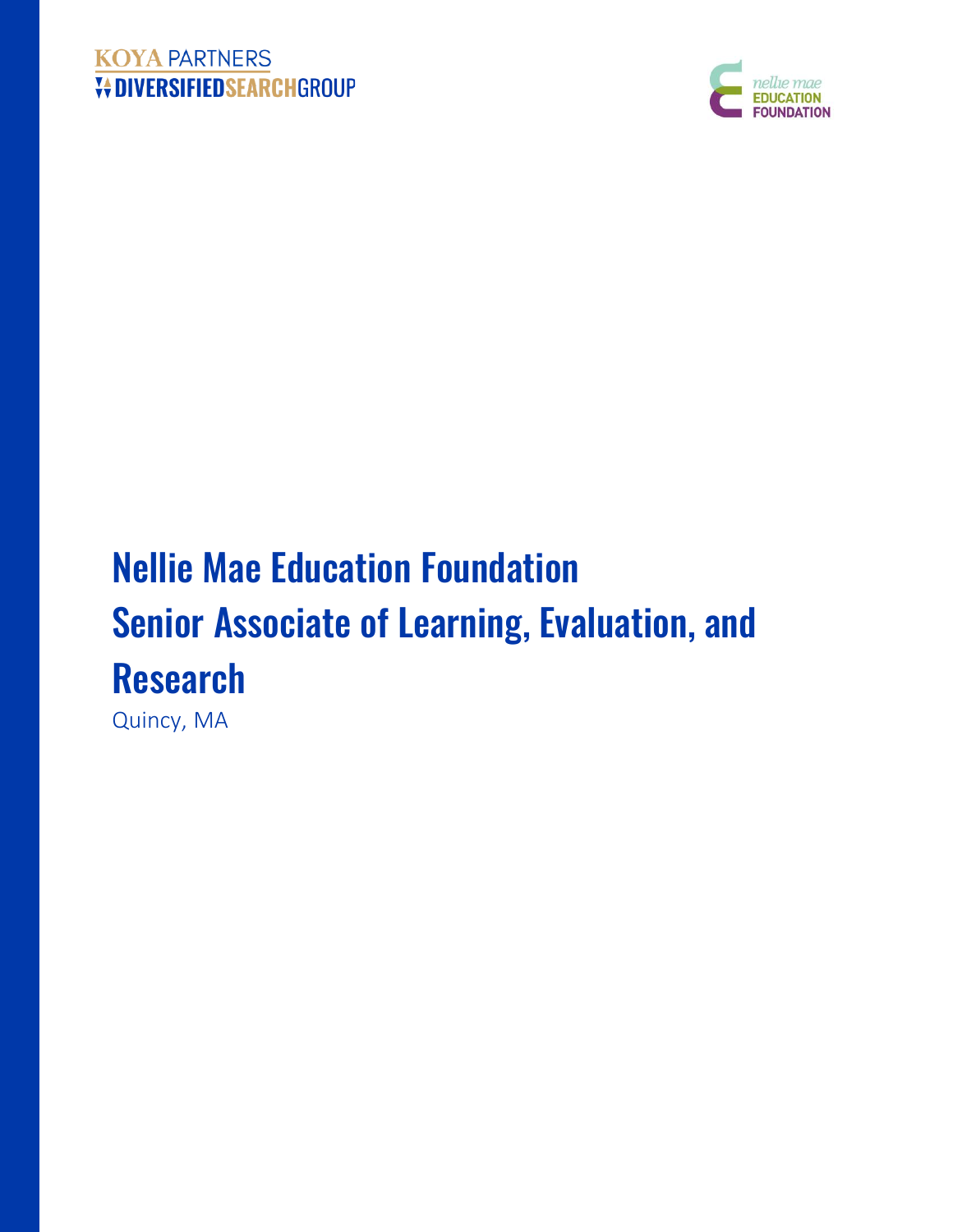KOYA PARTNERS
DIVERSIFIED SEARCH GROUP

nellie mae
EDUCATION
FOUNDATION

# Nellie Mae Education Foundation
# Senior Associate of Learning, Evaluation, and Research

Quincy, MA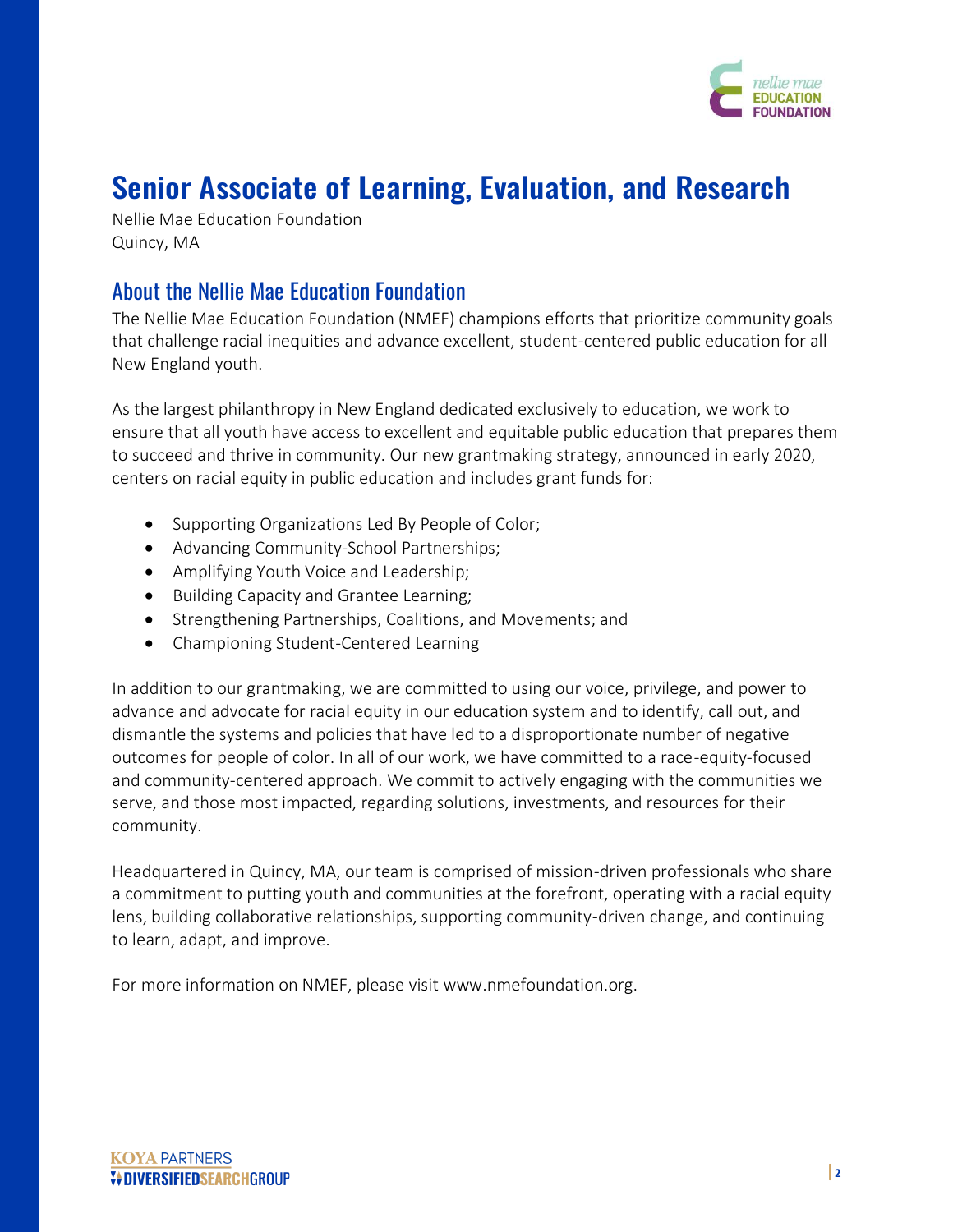# Senior Associate of Learning, Evaluation, and Research

Nellie Mae Education Foundation
Quincy, MA

## About the Nellie Mae Education Foundation

The Nellie Mae Education Foundation (NMEF) champions efforts that prioritize community goals that challenge racial inequities and advance excellent, student-centered public education for all New England youth.

As the largest philanthropy in New England dedicated exclusively to education, we work to ensure that all youth have access to excellent and equitable public education that prepares them to succeed and thrive in community. Our new grantmaking strategy, announced in early 2020, centers on racial equity in public education and includes grant funds for:

- Supporting Organizations Led By People of Color;
- Advancing Community-School Partnerships;
- Amplifying Youth Voice and Leadership;
- Building Capacity and Grantee Learning;
- Strengthening Partnerships, Coalitions, and Movements; and
- Championing Student-Centered Learning

In addition to our grantmaking, we are committed to using our voice, privilege, and power to advance and advocate for racial equity in our education system and to identify, call out, and dismantle the systems and policies that have led to a disproportionate number of negative outcomes for people of color. In all of our work, we have committed to a race-equity-focused and community-centered approach. We commit to actively engaging with the communities we serve, and those most impacted, regarding solutions, investments, and resources for their community.

Headquartered in Quincy, MA, our team is comprised of mission-driven professionals who share a commitment to putting youth and communities at the forefront, operating with a racial equity lens, building collaborative relationships, supporting community-driven change, and continuing to learn, adapt, and improve.

For more information on NMEF, please visit www.nmefoundation.org.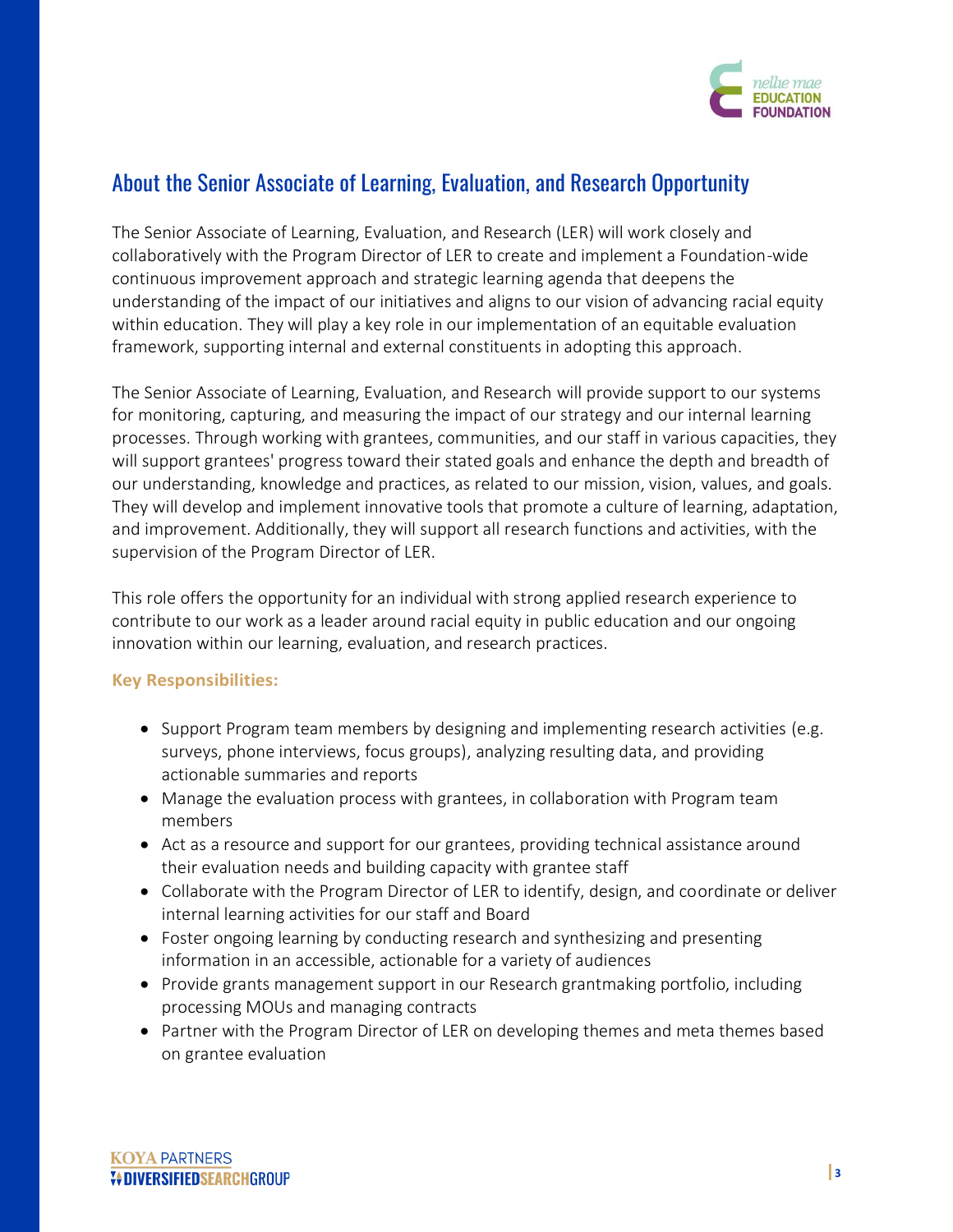## About the Senior Associate of Learning, Evaluation, and Research Opportunity

The Senior Associate of Learning, Evaluation, and Research (LER) will work closely and collaboratively with the Program Director of LER to create and implement a Foundation-wide continuous improvement approach and strategic learning agenda that deepens the understanding of the impact of our initiatives and aligns to our vision of advancing racial equity within education. They will play a key role in our implementation of an equitable evaluation framework, supporting internal and external constituents in adopting this approach.

The Senior Associate of Learning, Evaluation, and Research will provide support to our systems for monitoring, capturing, and measuring the impact of our strategy and our internal learning processes. Through working with grantees, communities, and our staff in various capacities, they will support grantees' progress toward their stated goals and enhance the depth and breadth of our understanding, knowledge and practices, as related to our mission, vision, values, and goals. They will develop and implement innovative tools that promote a culture of learning, adaptation, and improvement. Additionally, they will support all research functions and activities, with the supervision of the Program Director of LER.

This role offers the opportunity for an individual with strong applied research experience to contribute to our work as a leader around racial equity in public education and our ongoing innovation within our learning, evaluation, and research practices.

**Key Responsibilities:**

- Support Program team members by designing and implementing research activities (e.g. surveys, phone interviews, focus groups), analyzing resulting data, and providing actionable summaries and reports
- Manage the evaluation process with grantees, in collaboration with Program team members
- Act as a resource and support for our grantees, providing technical assistance around their evaluation needs and building capacity with grantee staff
- Collaborate with the Program Director of LER to identify, design, and coordinate or deliver internal learning activities for our staff and Board
- Foster ongoing learning by conducting research and synthesizing and presenting information in an accessible, actionable for a variety of audiences
- Provide grants management support in our Research grantmaking portfolio, including processing MOUs and managing contracts
- Partner with the Program Director of LER on developing themes and meta themes based on grantee evaluation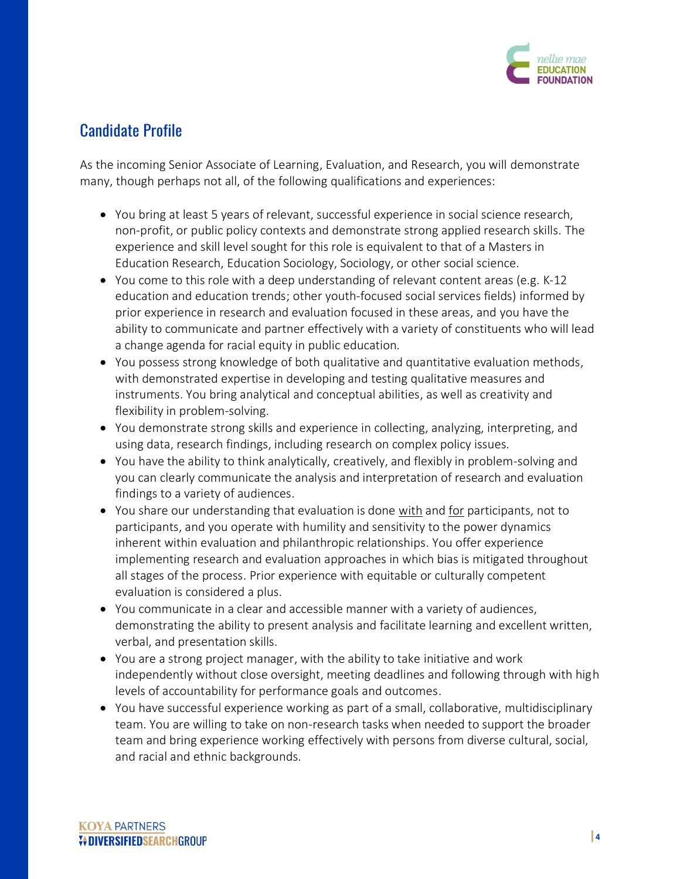## Candidate Profile

As the incoming Senior Associate of Learning, Evaluation, and Research, you will demonstrate many, though perhaps not all, of the following qualifications and experiences:

- You bring at least 5 years of relevant, successful experience in social science research, non-profit, or public policy contexts and demonstrate strong applied research skills. The experience and skill level sought for this role is equivalent to that of a Masters in Education Research, Education Sociology, Sociology, or other social science.
- You come to this role with a deep understanding of relevant content areas (e.g. K-12 education and education trends; other youth-focused social services fields) informed by prior experience in research and evaluation focused in these areas, and you have the ability to communicate and partner effectively with a variety of constituents who will lead a change agenda for racial equity in public education.
- You possess strong knowledge of both qualitative and quantitative evaluation methods, with demonstrated expertise in developing and testing qualitative measures and instruments. You bring analytical and conceptual abilities, as well as creativity and flexibility in problem-solving.
- You demonstrate strong skills and experience in collecting, analyzing, interpreting, and using data, research findings, including research on complex policy issues.
- You have the ability to think analytically, creatively, and flexibly in problem-solving and you can clearly communicate the analysis and interpretation of research and evaluation findings to a variety of audiences.
- You share our understanding that evaluation is done <u>with</u> and <u>for</u> participants, not to participants, and you operate with humility and sensitivity to the power dynamics inherent within evaluation and philanthropic relationships. You offer experience implementing research and evaluation approaches in which bias is mitigated throughout all stages of the process. Prior experience with equitable or culturally competent evaluation is considered a plus.
- You communicate in a clear and accessible manner with a variety of audiences, demonstrating the ability to present analysis and facilitate learning and excellent written, verbal, and presentation skills.
- You are a strong project manager, with the ability to take initiative and work independently without close oversight, meeting deadlines and following through with high levels of accountability for performance goals and outcomes.
- You have successful experience working as part of a small, collaborative, multidisciplinary team. You are willing to take on non-research tasks when needed to support the broader team and bring experience working effectively with persons from diverse cultural, social, and racial and ethnic backgrounds.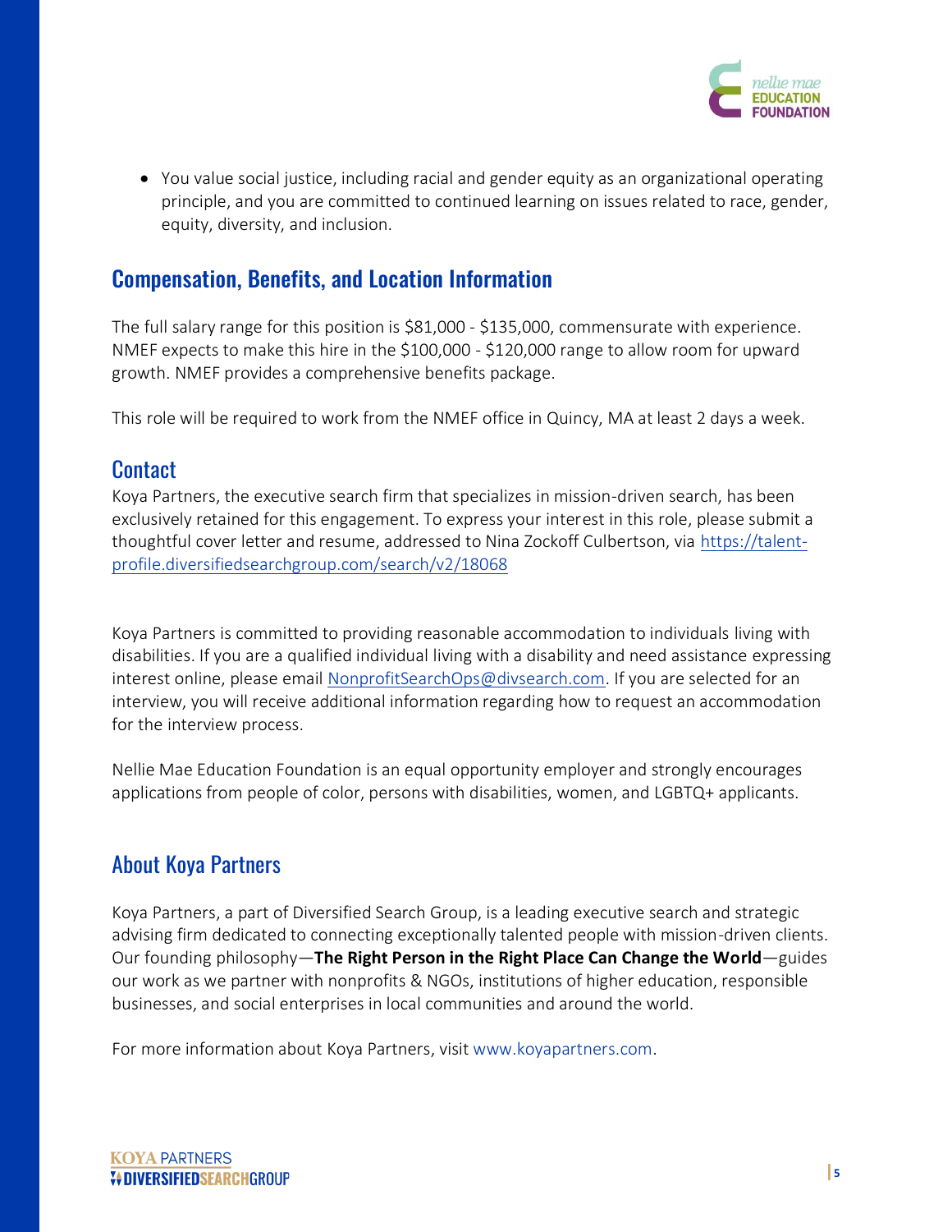- You value social justice, including racial and gender equity as an organizational operating principle, and you are committed to continued learning on issues related to race, gender, equity, diversity, and inclusion.

## Compensation, Benefits, and Location Information

The full salary range for this position is $81,000 - $135,000, commensurate with experience. NMEF expects to make this hire in the $100,000 - $120,000 range to allow room for upward growth. NMEF provides a comprehensive benefits package.

This role will be required to work from the NMEF office in Quincy, MA at least 2 days a week.

## Contact

Koya Partners, the executive search firm that specializes in mission-driven search, has been exclusively retained for this engagement. To express your interest in this role, please submit a thoughtful cover letter and resume, addressed to Nina Zockoff Culbertson, via [https://talent-profile.diversifiedsearchgroup.com/search/v2/18068](https://talent-profile.diversifiedsearchgroup.com/search/v2/18068)

Koya Partners is committed to providing reasonable accommodation to individuals living with disabilities. If you are a qualified individual living with a disability and need assistance expressing interest online, please email [NonprofitSearchOps@divsearch.com](mailto:NonprofitSearchOps@divsearch.com). If you are selected for an interview, you will receive additional information regarding how to request an accommodation for the interview process.

Nellie Mae Education Foundation is an equal opportunity employer and strongly encourages applications from people of color, persons with disabilities, women, and LGBTQ+ applicants.

## About Koya Partners

Koya Partners, a part of Diversified Search Group, is a leading executive search and strategic advising firm dedicated to connecting exceptionally talented people with mission-driven clients. Our founding philosophy—**The Right Person in the Right Place Can Change the World**—guides our work as we partner with nonprofits & NGOs, institutions of higher education, responsible businesses, and social enterprises in local communities and around the world.

For more information about Koya Partners, visit www.koyapartners.com.